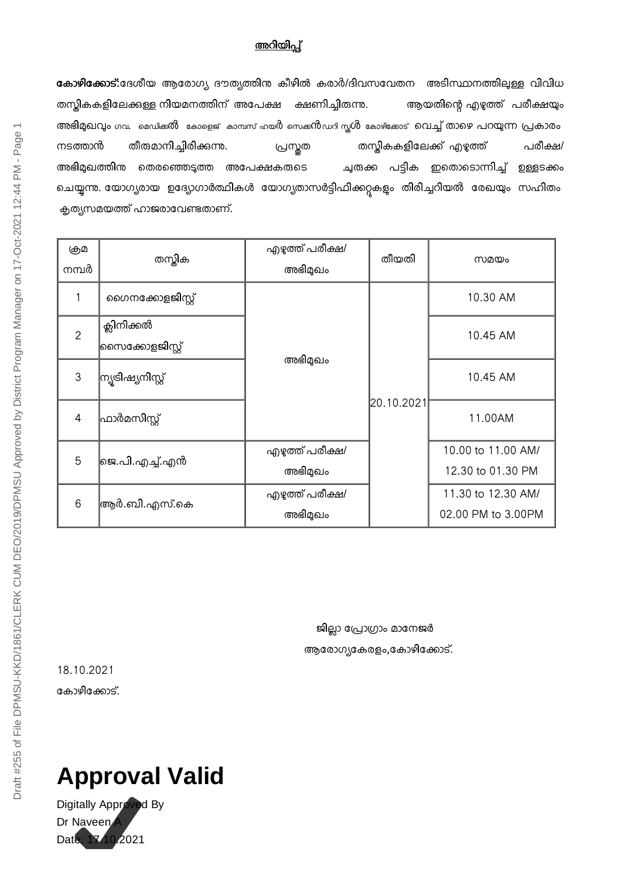# അറിയിപ്പ്

**കോഴിക്കോട്:**ദേശീയ ആരോഗ്യ ദൗത്യത്തിനു കീഴിൽ കരാർ/ദിവസവേതന അടിസ്ഥാനത്തിലുള്ള വിവിധ തസ്തികകളിലേക്കുള്ള നിയമനത്തിന് അപേക്ഷ ക്ഷണിച്ചിരുന്നു. ആയതിന്റെ എഴുത്ത് പരീക്ഷയും അഭിമുഖവും ഗവ. മെഡിക്കൽ കോളെജ് കാമ്പസ് ഹയർ സെക്കൻഡറി സ്കൂൾ കോഴിക്കോട് വെച്ച് താഴെ പറയുന്ന പ്രകാരം നടത്താൻ തീരുമാനിച്ചിരിക്കുന്നു. പ്രസ്തുത തസ്തികകളിലേക്ക് എഴുത്ത് പരീക്ഷ/ അഭിമുഖത്തിനു തെരഞ്ഞെടുത്ത അപേക്ഷകരുടെ ചുരുക്ക പട്ടിക ഇതൊടൊന്നിച്ച് ഉള്ളടക്കം ചെയ്യുന്നു. യോഗ്യരായ ഉദ്യോഗാർത്ഥികൾ യോഗ്യതാസർട്ടിഫിക്കറ്റുകളും തിരിച്ചറിയൽ രേഖയും സഹിതം കൃത്യസമയത്ത് ഹാജരാവേണ്ടതാണ്.

| ക്രമ നമ്പർ | തസ്തിക | എഴുത്ത് പരീക്ഷ/ അഭിമുഖം | തീയതി | സമയം |
|---|---|---|---|---|
| 1 | ഗൈനക്കോളജിസ്റ്റ് | അഭിമുഖം | 20.10.2021 | 10.30 AM |
| 2 | ക്ലിനിക്കൽ സൈക്കോളജിസ്റ്റ് | | | 10.45 AM |
| 3 | ന്യൂട്രിഷ്യനിസ്റ്റ് | | | 10.45 AM |
| 4 | ഫാർമസിസ്റ്റ് | | | 11.00AM |
| 5 | ജെ.പി.എച്ച്.എൻ | എഴുത്ത് പരീക്ഷ/ അഭിമുഖം | | 10.00 to 11.00 AM/ 12.30 to 01.30 PM |
| 6 | ആർ.ബി.എസ്.കെ | എഴുത്ത് പരീക്ഷ/ അഭിമുഖം | | 11.30 to 12.30 AM/ 02.00 PM to 3.00PM |

ജില്ലാ പ്രോഗ്രാം മാനേജർ
ആരോഗ്യകേരളം,കോഴിക്കോട്.

18.10.2021
കോഴിക്കോട്.

**Approval Valid**

Digitally Approved By
Dr Naveen A
Date: 17.10.2021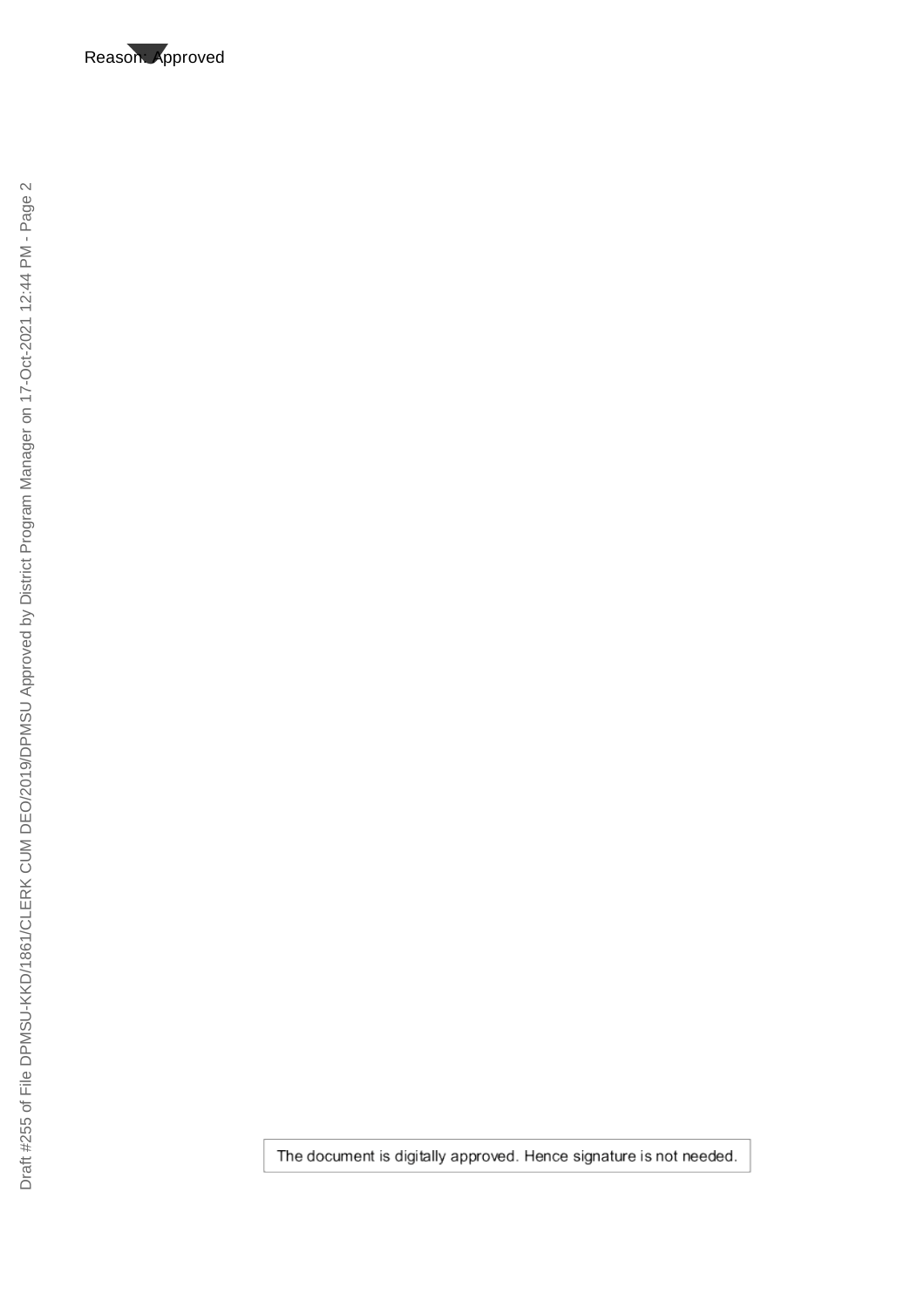Reason: Approved

The document is digitally approved. Hence signature is not needed.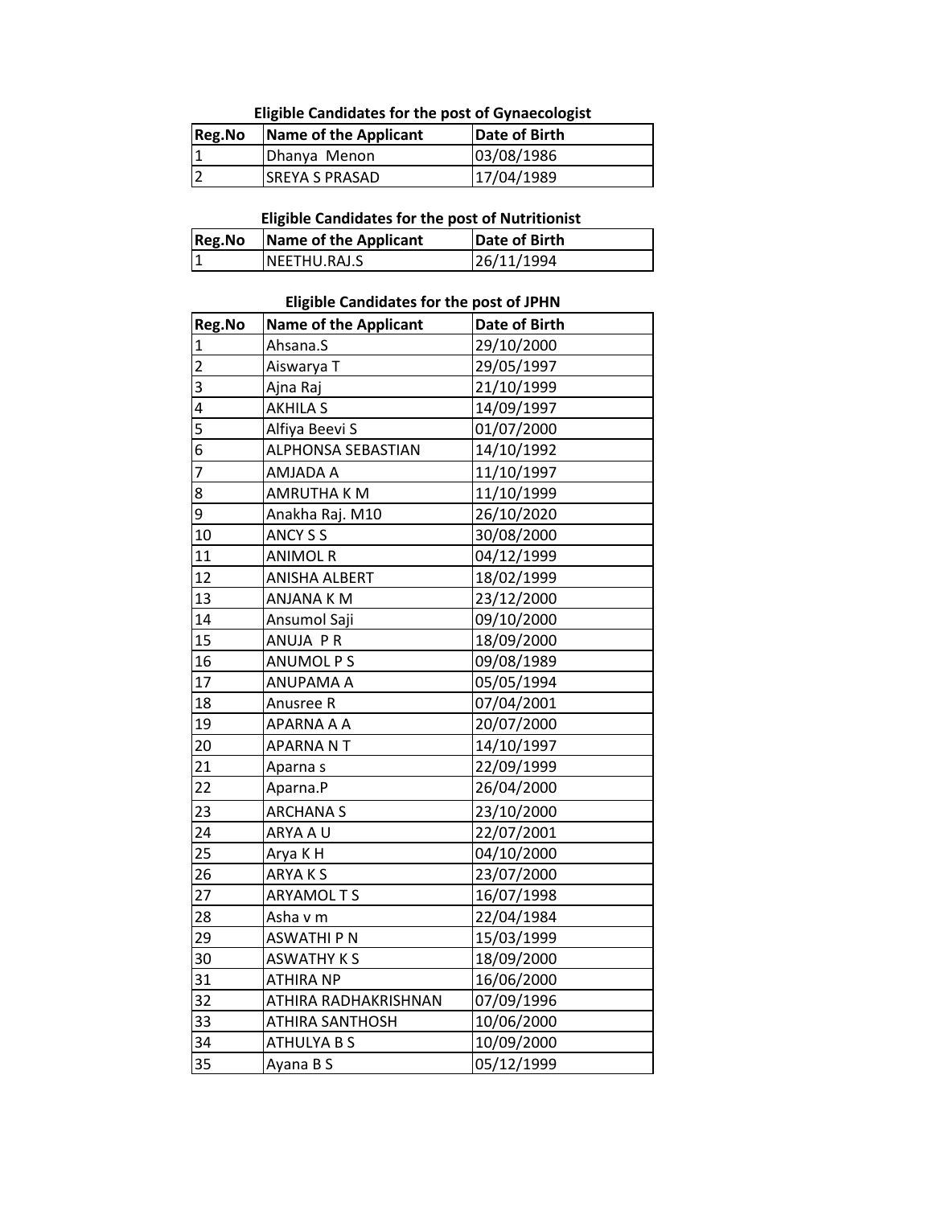### Eligible Candidates for the post of Gynaecologist

| Reg.No | Name of the Applicant | Date of Birth |
|---|---|---|
| 1 | Dhanya Menon | 03/08/1986 |
| 2 | SREYA S PRASAD | 17/04/1989 |

### Eligible Candidates for the post of Nutritionist

| Reg.No | Name of the Applicant | Date of Birth |
|---|---|---|
| 1 | NEETHU.RAJ.S | 26/11/1994 |

### Eligible Candidates for the post of JPHN

| Reg.No | Name of the Applicant | Date of Birth |
|---|---|---|
| 1 | Ahsana.S | 29/10/2000 |
| 2 | Aiswarya T | 29/05/1997 |
| 3 | Ajna Raj | 21/10/1999 |
| 4 | AKHILA S | 14/09/1997 |
| 5 | Alfiya Beevi S | 01/07/2000 |
| 6 | ALPHONSA SEBASTIAN | 14/10/1992 |
| 7 | AMJADA A | 11/10/1997 |
| 8 | AMRUTHA K M | 11/10/1999 |
| 9 | Anakha Raj. M10 | 26/10/2020 |
| 10 | ANCY S S | 30/08/2000 |
| 11 | ANIMOL R | 04/12/1999 |
| 12 | ANISHA ALBERT | 18/02/1999 |
| 13 | ANJANA K M | 23/12/2000 |
| 14 | Ansumol Saji | 09/10/2000 |
| 15 | ANUJA P R | 18/09/2000 |
| 16 | ANUMOL P S | 09/08/1989 |
| 17 | ANUPAMA A | 05/05/1994 |
| 18 | Anusree R | 07/04/2001 |
| 19 | APARNA A A | 20/07/2000 |
| 20 | APARNA N T | 14/10/1997 |
| 21 | Aparna s | 22/09/1999 |
| 22 | Aparna.P | 26/04/2000 |
| 23 | ARCHANA S | 23/10/2000 |
| 24 | ARYA A U | 22/07/2001 |
| 25 | Arya K H | 04/10/2000 |
| 26 | ARYA K S | 23/07/2000 |
| 27 | ARYAMOL T S | 16/07/1998 |
| 28 | Asha v m | 22/04/1984 |
| 29 | ASWATHI P N | 15/03/1999 |
| 30 | ASWATHY K S | 18/09/2000 |
| 31 | ATHIRA NP | 16/06/2000 |
| 32 | ATHIRA RADHAKRISHNAN | 07/09/1996 |
| 33 | ATHIRA SANTHOSH | 10/06/2000 |
| 34 | ATHULYA B S | 10/09/2000 |
| 35 | Ayana B S | 05/12/1999 |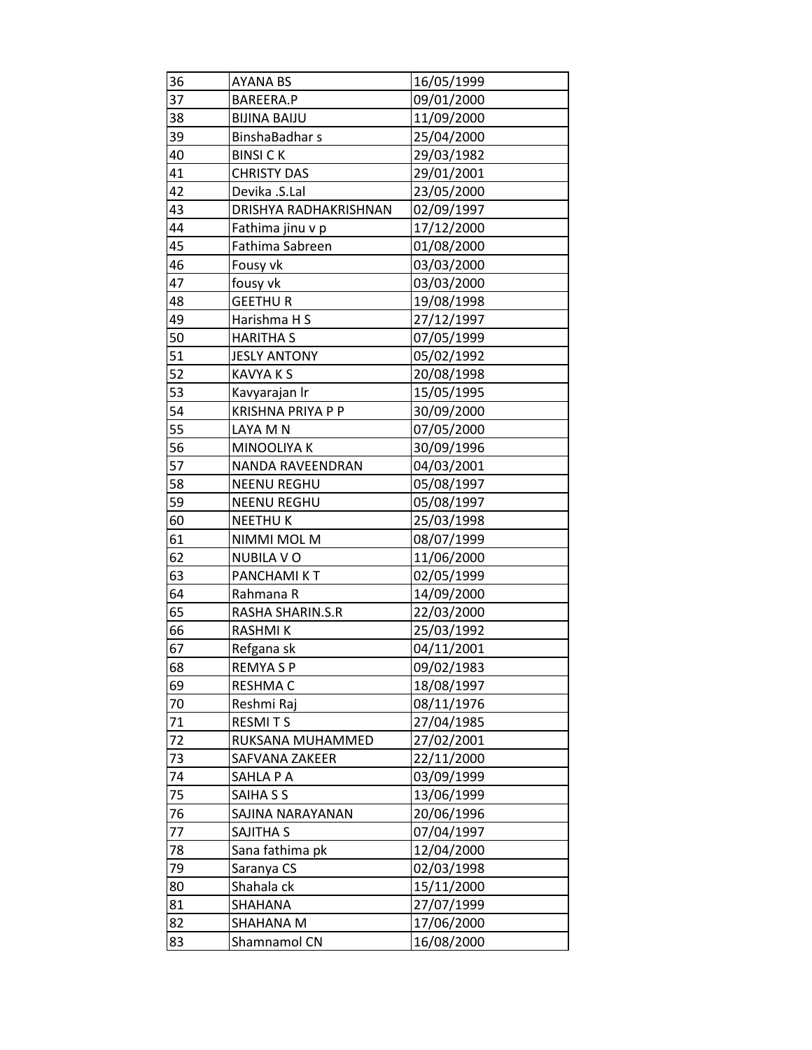| | | |
|---|---|---|
| 36 | AYANA BS | 16/05/1999 |
| 37 | BAREERA.P | 09/01/2000 |
| 38 | BIJINA BAIJU | 11/09/2000 |
| 39 | BinshaBadhar s | 25/04/2000 |
| 40 | BINSI C K | 29/03/1982 |
| 41 | CHRISTY DAS | 29/01/2001 |
| 42 | Devika .S.Lal | 23/05/2000 |
| 43 | DRISHYA RADHAKRISHNAN | 02/09/1997 |
| 44 | Fathima jinu v p | 17/12/2000 |
| 45 | Fathima Sabreen | 01/08/2000 |
| 46 | Fousy vk | 03/03/2000 |
| 47 | fousy vk | 03/03/2000 |
| 48 | GEETHU R | 19/08/1998 |
| 49 | Harishma H S | 27/12/1997 |
| 50 | HARITHA S | 07/05/1999 |
| 51 | JESLY ANTONY | 05/02/1992 |
| 52 | KAVYA K S | 20/08/1998 |
| 53 | Kavyarajan lr | 15/05/1995 |
| 54 | KRISHNA PRIYA P P | 30/09/2000 |
| 55 | LAYA M N | 07/05/2000 |
| 56 | MINOOLIYA K | 30/09/1996 |
| 57 | NANDA RAVEENDRAN | 04/03/2001 |
| 58 | NEENU REGHU | 05/08/1997 |
| 59 | NEENU REGHU | 05/08/1997 |
| 60 | NEETHU K | 25/03/1998 |
| 61 | NIMMI MOL M | 08/07/1999 |
| 62 | NUBILA V O | 11/06/2000 |
| 63 | PANCHAMI K T | 02/05/1999 |
| 64 | Rahmana R | 14/09/2000 |
| 65 | RASHA SHARIN.S.R | 22/03/2000 |
| 66 | RASHMI K | 25/03/1992 |
| 67 | Refgana sk | 04/11/2001 |
| 68 | REMYA S P | 09/02/1983 |
| 69 | RESHMA C | 18/08/1997 |
| 70 | Reshmi Raj | 08/11/1976 |
| 71 | RESMI T S | 27/04/1985 |
| 72 | RUKSANA MUHAMMED | 27/02/2001 |
| 73 | SAFVANA ZAKEER | 22/11/2000 |
| 74 | SAHLA P A | 03/09/1999 |
| 75 | SAIHA S S | 13/06/1999 |
| 76 | SAJINA NARAYANAN | 20/06/1996 |
| 77 | SAJITHA S | 07/04/1997 |
| 78 | Sana fathima pk | 12/04/2000 |
| 79 | Saranya CS | 02/03/1998 |
| 80 | Shahala ck | 15/11/2000 |
| 81 | SHAHANA | 27/07/1999 |
| 82 | SHAHANA M | 17/06/2000 |
| 83 | Shamnamol CN | 16/08/2000 |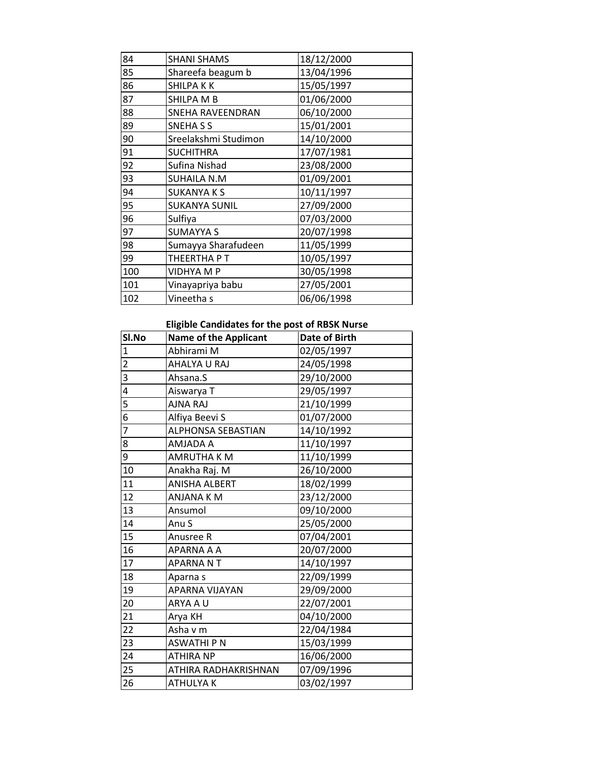| 84 | SHANI SHAMS | 18/12/2000 |
|---|---|---|
| 85 | Shareefa beagum b | 13/04/1996 |
| 86 | SHILPA K K | 15/05/1997 |
| 87 | SHILPA M B | 01/06/2000 |
| 88 | SNEHA RAVEENDRAN | 06/10/2000 |
| 89 | SNEHA S S | 15/01/2001 |
| 90 | Sreelakshmi Studimon | 14/10/2000 |
| 91 | SUCHITHRA | 17/07/1981 |
| 92 | Sufina Nishad | 23/08/2000 |
| 93 | SUHAILA N.M | 01/09/2001 |
| 94 | SUKANYA K S | 10/11/1997 |
| 95 | SUKANYA SUNIL | 27/09/2000 |
| 96 | Sulfiya | 07/03/2000 |
| 97 | SUMAYYA S | 20/07/1998 |
| 98 | Sumayya Sharafudeen | 11/05/1999 |
| 99 | THEERTHA P T | 10/05/1997 |
| 100 | VIDHYA M P | 30/05/1998 |
| 101 | Vinayapriya babu | 27/05/2001 |
| 102 | Vineetha s | 06/06/1998 |

**Eligible Candidates for the post of RBSK Nurse**

| Sl.No | Name of the Applicant | Date of Birth |
|---|---|---|
| 1 | Abhirami M | 02/05/1997 |
| 2 | AHALYA U RAJ | 24/05/1998 |
| 3 | Ahsana.S | 29/10/2000 |
| 4 | Aiswarya T | 29/05/1997 |
| 5 | AJNA RAJ | 21/10/1999 |
| 6 | Alfiya Beevi S | 01/07/2000 |
| 7 | ALPHONSA SEBASTIAN | 14/10/1992 |
| 8 | AMJADA A | 11/10/1997 |
| 9 | AMRUTHA K M | 11/10/1999 |
| 10 | Anakha Raj. M | 26/10/2000 |
| 11 | ANISHA ALBERT | 18/02/1999 |
| 12 | ANJANA K M | 23/12/2000 |
| 13 | Ansumol | 09/10/2000 |
| 14 | Anu S | 25/05/2000 |
| 15 | Anusree R | 07/04/2001 |
| 16 | APARNA A A | 20/07/2000 |
| 17 | APARNA N T | 14/10/1997 |
| 18 | Aparna s | 22/09/1999 |
| 19 | APARNA VIJAYAN | 29/09/2000 |
| 20 | ARYA A U | 22/07/2001 |
| 21 | Arya KH | 04/10/2000 |
| 22 | Asha v m | 22/04/1984 |
| 23 | ASWATHI P N | 15/03/1999 |
| 24 | ATHIRA NP | 16/06/2000 |
| 25 | ATHIRA RADHAKRISHNAN | 07/09/1996 |
| 26 | ATHULYA K | 03/02/1997 |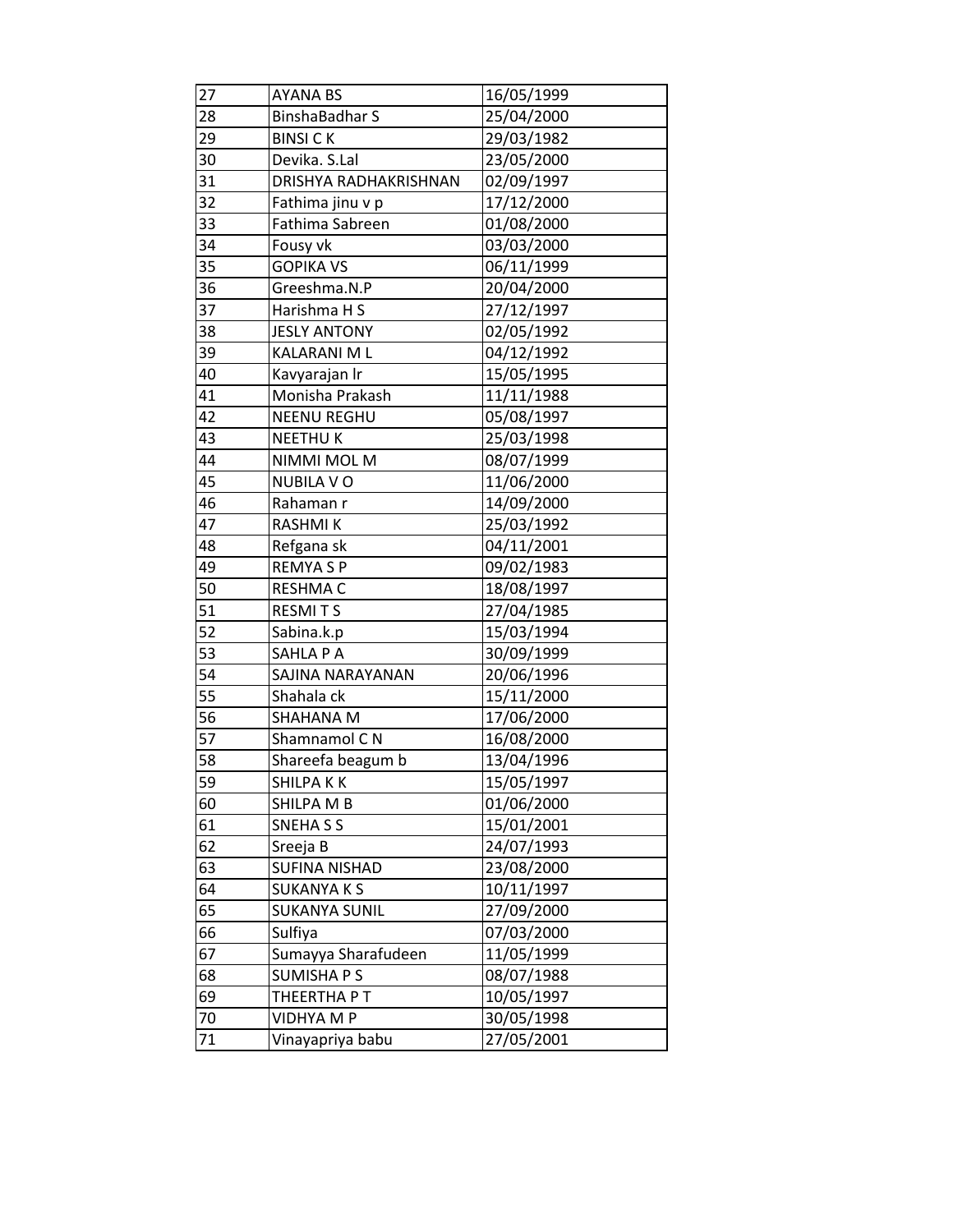| | | |
|---|---|---|
| 27 | AYANA BS | 16/05/1999 |
| 28 | BinshaBadhar S | 25/04/2000 |
| 29 | BINSI C K | 29/03/1982 |
| 30 | Devika. S.Lal | 23/05/2000 |
| 31 | DRISHYA RADHAKRISHNAN | 02/09/1997 |
| 32 | Fathima jinu v p | 17/12/2000 |
| 33 | Fathima Sabreen | 01/08/2000 |
| 34 | Fousy vk | 03/03/2000 |
| 35 | GOPIKA VS | 06/11/1999 |
| 36 | Greeshma.N.P | 20/04/2000 |
| 37 | Harishma H S | 27/12/1997 |
| 38 | JESLY ANTONY | 02/05/1992 |
| 39 | KALARANI M L | 04/12/1992 |
| 40 | Kavyarajan lr | 15/05/1995 |
| 41 | Monisha Prakash | 11/11/1988 |
| 42 | NEENU REGHU | 05/08/1997 |
| 43 | NEETHU K | 25/03/1998 |
| 44 | NIMMI MOL M | 08/07/1999 |
| 45 | NUBILA V O | 11/06/2000 |
| 46 | Rahaman r | 14/09/2000 |
| 47 | RASHMI K | 25/03/1992 |
| 48 | Refgana sk | 04/11/2001 |
| 49 | REMYA S P | 09/02/1983 |
| 50 | RESHMA C | 18/08/1997 |
| 51 | RESMI T S | 27/04/1985 |
| 52 | Sabina.k.p | 15/03/1994 |
| 53 | SAHLA P A | 30/09/1999 |
| 54 | SAJINA NARAYANAN | 20/06/1996 |
| 55 | Shahala ck | 15/11/2000 |
| 56 | SHAHANA M | 17/06/2000 |
| 57 | Shamnamol C N | 16/08/2000 |
| 58 | Shareefa beagum b | 13/04/1996 |
| 59 | SHILPA K K | 15/05/1997 |
| 60 | SHILPA M B | 01/06/2000 |
| 61 | SNEHA S S | 15/01/2001 |
| 62 | Sreeja B | 24/07/1993 |
| 63 | SUFINA NISHAD | 23/08/2000 |
| 64 | SUKANYA K S | 10/11/1997 |
| 65 | SUKANYA SUNIL | 27/09/2000 |
| 66 | Sulfiya | 07/03/2000 |
| 67 | Sumayya Sharafudeen | 11/05/1999 |
| 68 | SUMISHA P S | 08/07/1988 |
| 69 | THEERTHA P T | 10/05/1997 |
| 70 | VIDHYA M P | 30/05/1998 |
| 71 | Vinayapriya babu | 27/05/2001 |